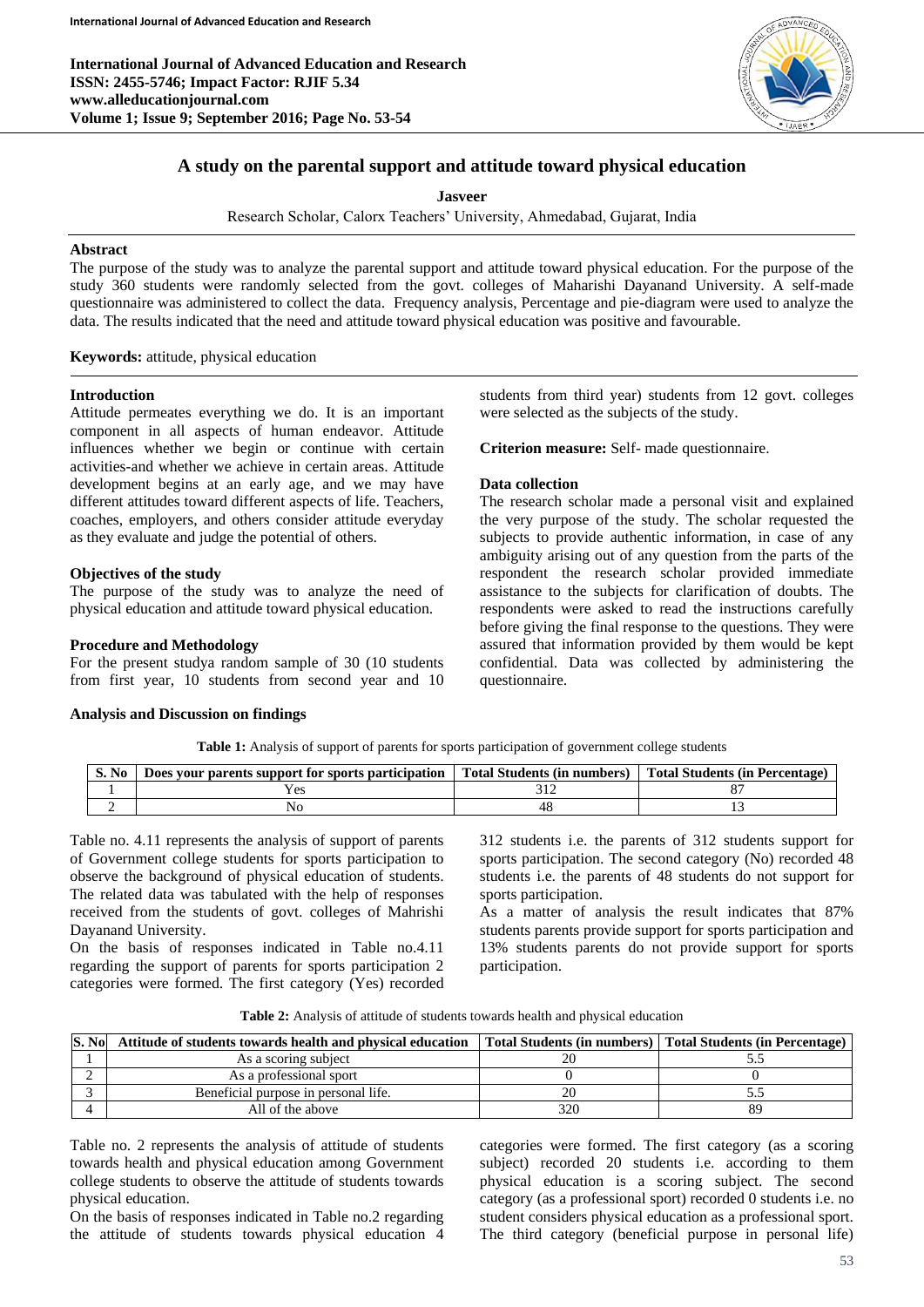# A study on the parental support and attitude toward physical education

**Jasveer**

Research Scholar, Calorx Teachers' University, Ahmedabad, Gujarat, India

## Abstract

The purpose of the study was to analyze the parental support and attitude toward physical education. For the purpose of the study 360 students were randomly selected from the govt. colleges of Maharishi Dayanand University. A self-made questionnaire was administered to collect the data. Frequency analysis, Percentage and pie-diagram were used to analyze the data. The results indicated that the need and attitude toward physical education was positive and favourable.

**Keywords:** attitude, physical education

## Introduction

Attitude permeates everything we do. It is an important component in all aspects of human endeavor. Attitude influences whether we begin or continue with certain activities-and whether we achieve in certain areas. Attitude development begins at an early age, and we may have different attitudes toward different aspects of life. Teachers, coaches, employers, and others consider attitude everyday as they evaluate and judge the potential of others.

### Objectives of the study

The purpose of the study was to analyze the need of physical education and attitude toward physical education.

### Procedure and Methodology

For the present studya random sample of 30 (10 students from first year, 10 students from second year and 10 students from third year) students from 12 govt. colleges were selected as the subjects of the study.

**Criterion measure:** Self- made questionnaire.

### Data collection

The research scholar made a personal visit and explained the very purpose of the study. The scholar requested the subjects to provide authentic information, in case of any ambiguity arising out of any question from the parts of the respondent the research scholar provided immediate assistance to the subjects for clarification of doubts. The respondents were asked to read the instructions carefully before giving the final response to the questions. They were assured that information provided by them would be kept confidential. Data was collected by administering the questionnaire.

### Analysis and Discussion on findings

**Table 1:** Analysis of support of parents for sports participation of government college students

| S. No | Does your parents support for sports participation | Total Students (in numbers) | Total Students (in Percentage) |
|---|---|---|---|
| 1 | Yes | 312 | 87 |
| 2 | No | 48 | 13 |

Table no. 4.11 represents the analysis of support of parents of Government college students for sports participation to observe the background of physical education of students. The related data was tabulated with the help of responses received from the students of govt. colleges of Mahrishi Dayanand University.

On the basis of responses indicated in Table no.4.11 regarding the support of parents for sports participation 2 categories were formed. The first category (Yes) recorded 312 students i.e. the parents of 312 students support for sports participation. The second category (No) recorded 48 students i.e. the parents of 48 students do not support for sports participation.

As a matter of analysis the result indicates that 87% students parents provide support for sports participation and 13% students parents do not provide support for sports participation.

**Table 2:** Analysis of attitude of students towards health and physical education

| S. No | Attitude of students towards health and physical education | Total Students (in numbers) | Total Students (in Percentage) |
|---|---|---|---|
| 1 | As a scoring subject | 20 | 5.5 |
| 2 | As a professional sport | 0 | 0 |
| 3 | Beneficial purpose in personal life. | 20 | 5.5 |
| 4 | All of the above | 320 | 89 |

Table no. 2 represents the analysis of attitude of students towards health and physical education among Government college students to observe the attitude of students towards physical education.

On the basis of responses indicated in Table no.2 regarding the attitude of students towards physical education 4 categories were formed. The first category (as a scoring subject) recorded 20 students i.e. according to them physical education is a scoring subject. The second category (as a professional sport) recorded 0 students i.e. no student considers physical education as a professional sport. The third category (beneficial purpose in personal life)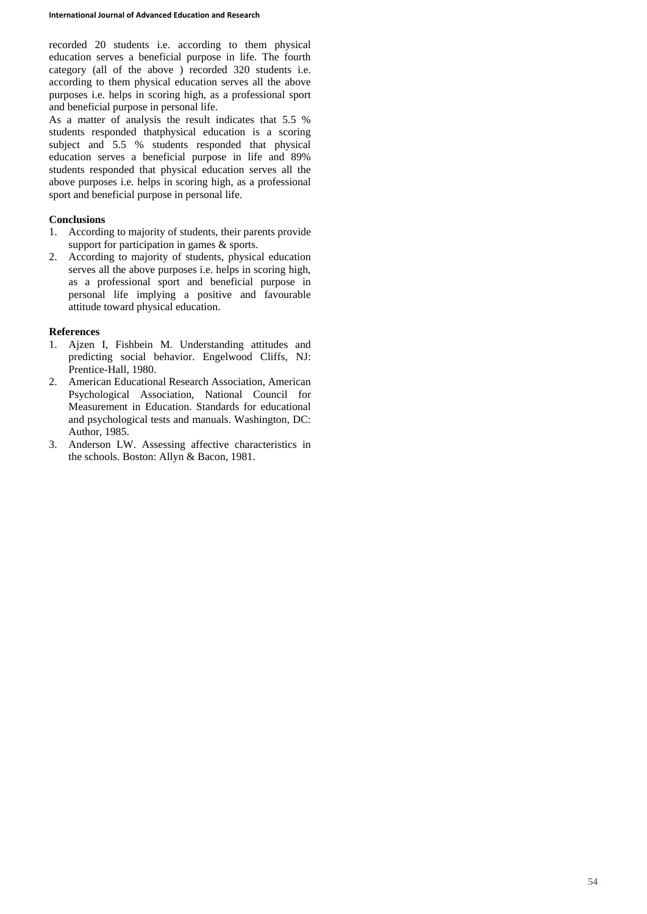recorded 20 students i.e. according to them physical education serves a beneficial purpose in life. The fourth category (all of the above ) recorded 320 students i.e. according to them physical education serves all the above purposes i.e. helps in scoring high, as a professional sport and beneficial purpose in personal life.

As a matter of analysis the result indicates that 5.5 % students responded thatphysical education is a scoring subject and 5.5 % students responded that physical education serves a beneficial purpose in life and 89% students responded that physical education serves all the above purposes i.e. helps in scoring high, as a professional sport and beneficial purpose in personal life.

**Conclusions**

1. According to majority of students, their parents provide support for participation in games & sports.
2. According to majority of students, physical education serves all the above purposes i.e. helps in scoring high, as a professional sport and beneficial purpose in personal life implying a positive and favourable attitude toward physical education.

**References**

1. Ajzen I, Fishbein M. Understanding attitudes and predicting social behavior. Engelwood Cliffs, NJ: Prentice-Hall, 1980.
2. American Educational Research Association, American Psychological Association, National Council for Measurement in Education. Standards for educational and psychological tests and manuals. Washington, DC: Author, 1985.
3. Anderson LW. Assessing affective characteristics in the schools. Boston: Allyn & Bacon, 1981.